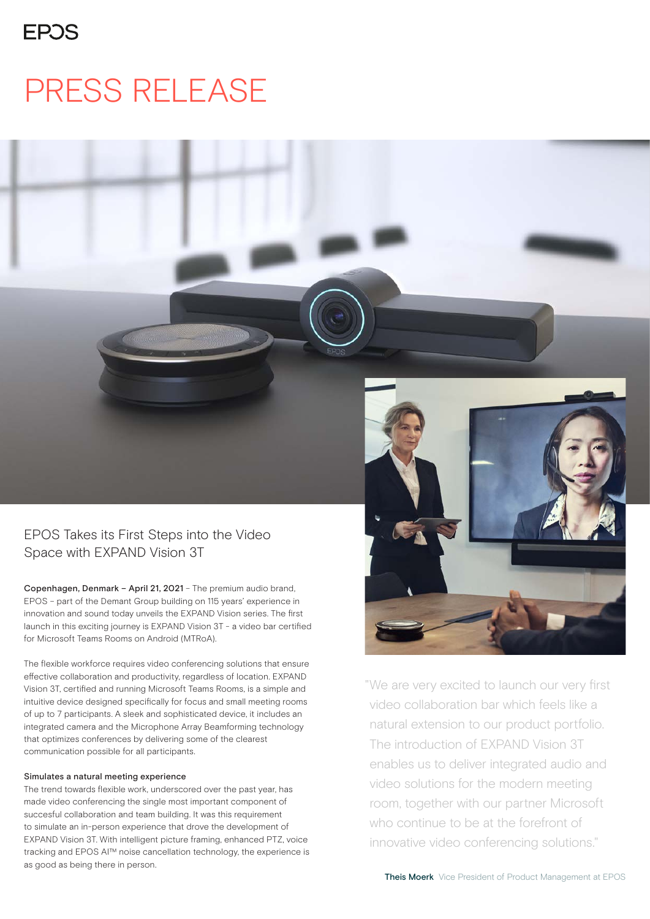EPOS

# PRESS RELEASE

## EPOS Takes its First Steps into the Video Space with EXPAND Vision 3T

**Copenhagen, Denmark – April 21, 2021** - The premium audio brand, EPOS - part of the Demant Group building on 115 years' experience in innovation and sound today unveils the EXPAND Vision series. The first launch in this exciting journey is EXPAND Vision 3T - a video bar certified for Microsoft Teams Rooms on Android (MTRoA).

The flexible workforce requires video conferencing solutions that ensure effective collaboration and productivity, regardless of location. EXPAND Vision 3T, certified and running Microsoft Teams Rooms, is a simple and intuitive device designed specifically for focus and small meeting rooms of up to 7 participants. A sleek and sophisticated device, it includes an integrated camera and the Microphone Array Beamforming technology that optimizes conferences by delivering some of the clearest communication possible for all participants.

### Simulates a natural meeting experience

The trend towards flexible work, underscored over the past year, has made video conferencing the single most important component of succesful collaboration and team building. It was this requirement to simulate an in-person experience that drove the development of EXPAND Vision 3T. With intelligent picture framing, enhanced PTZ, voice tracking and EPOS AI™ noise cancellation technology, the experience is as good as being there in person.

"We are very excited to launch our very first video collaboration bar which feels like a natural extension to our product portfolio. The introduction of EXPAND Vision 3T enables us to deliver integrated audio and video solutions for the modern meeting room, together with our partner Microsoft who continue to be at the forefront of innovative video conferencing solutions."

**Theis Moerk** Vice President of Product Management at EPOS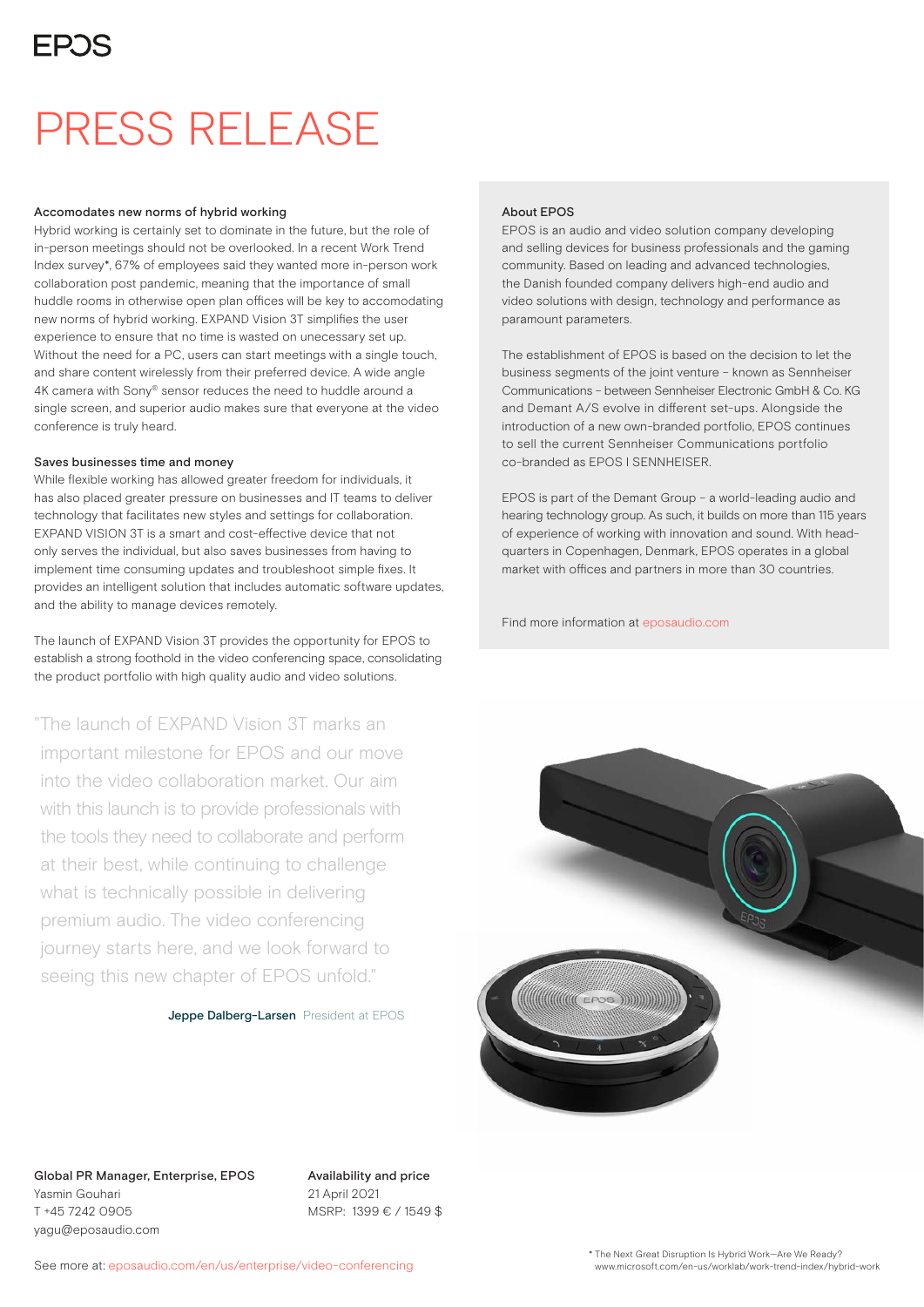# PRESS RELEASE

### Accomodates new norms of hybrid working

Hybrid working is certainly set to dominate in the future, but the role of in-person meetings should not be overlooked. In a recent Work Trend Index survey*, 67% of employees said they wanted more in-person work collaboration post pandemic, meaning that the importance of small huddle rooms in otherwise open plan offices will be key to accomodating new norms of hybrid working. EXPAND Vision 3T simplifies the user experience to ensure that no time is wasted on unecessary set up. Without the need for a PC, users can start meetings with a single touch, and share content wirelessly from their preferred device. A wide angle 4K camera with Sony® sensor reduces the need to huddle around a single screen, and superior audio makes sure that everyone at the video conference is truly heard.

### Saves businesses time and money

While flexible working has allowed greater freedom for individuals, it has also placed greater pressure on businesses and IT teams to deliver technology that facilitates new styles and settings for collaboration. EXPAND VISION 3T is a smart and cost-effective device that not only serves the individual, but also saves businesses from having to implement time consuming updates and troubleshoot simple fixes. It provides an intelligent solution that includes automatic software updates, and the ability to manage devices remotely.

The launch of EXPAND Vision 3T provides the opportunity for EPOS to establish a strong foothold in the video conferencing space, consolidating the product portfolio with high quality audio and video solutions.

> "The launch of EXPAND Vision 3T marks an important milestone for EPOS and our move into the video collaboration market. Our aim with this launch is to provide professionals with the tools they need to collaborate and perform at their best, while continuing to challenge what is technically possible in delivering premium audio. The video conferencing journey starts here, and we look forward to seeing this new chapter of EPOS unfold."
>
> **Jeppe Dalberg-Larsen** President at EPOS

### About EPOS

EPOS is an audio and video solution company developing and selling devices for business professionals and the gaming community. Based on leading and advanced technologies, the Danish founded company delivers high-end audio and video solutions with design, technology and performance as paramount parameters.

The establishment of EPOS is based on the decision to let the business segments of the joint venture – known as Sennheiser Communications – between Sennheiser Electronic GmbH & Co. KG and Demant A/S evolve in different set-ups. Alongside the introduction of a new own-branded portfolio, EPOS continues to sell the current Sennheiser Communications portfolio co-branded as EPOS I SENNHEISER.

EPOS is part of the Demant Group – a world-leading audio and hearing technology group. As such, it builds on more than 115 years of experience of working with innovation and sound. With head-quarters in Copenhagen, Denmark, EPOS operates in a global market with offices and partners in more than 30 countries.

Find more information at eposaudio.com

**Global PR Manager, Enterprise, EPOS**
Yasmin Gouhari
T +45 7242 0905
yagu@eposaudio.com

**Availability and price**
21 April 2021
MSRP: 1399 € / 1549 $

See more at: eposaudio.com/en/us/enterprise/video-conferencing

* The Next Great Disruption Is Hybrid Work—Are We Ready? www.microsoft.com/en-us/worklab/work-trend-index/hybrid-work